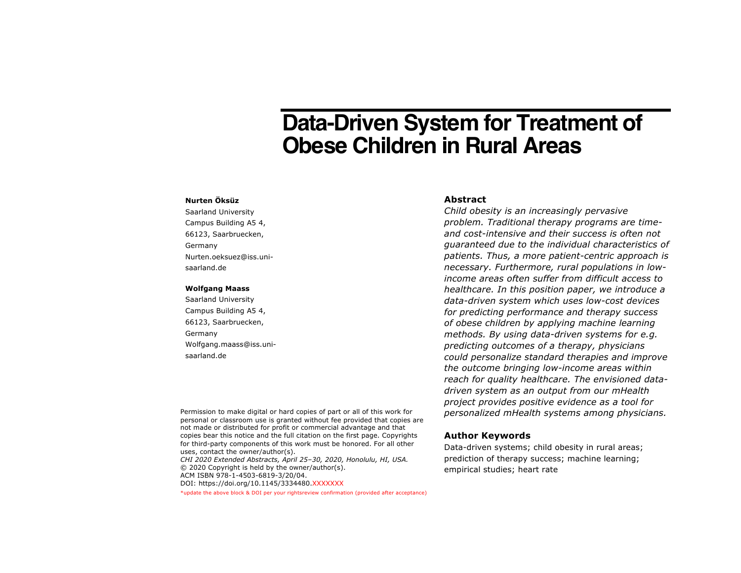# Data-Driven System for Treatment of Obese Children in Rural Areas

**Nurten Öksüz**
Saarland University
Campus Building A5 4,
66123, Saarbruecken,
Germany
Nurten.oeksuez@iss.uni-saarland.de

**Wolfgang Maass**
Saarland University
Campus Building A5 4,
66123, Saarbruecken,
Germany
Wolfgang.maass@iss.uni-saarland.de

Permission to make digital or hard copies of part or all of this work for personal or classroom use is granted without fee provided that copies are not made or distributed for profit or commercial advantage and that copies bear this notice and the full citation on the first page. Copyrights for third-party components of this work must be honored. For all other uses, contact the owner/author(s).
*CHI 2020 Extended Abstracts, April 25–30, 2020, Honolulu, HI, USA.*
© 2020 Copyright is held by the owner/author(s).
ACM ISBN 978-1-4503-6819-3/20/04.
DOI: https://doi.org/10.1145/3334480.XXXXXXX
*update the above block & DOI per your rightsreview confirmation (provided after acceptance)

## Abstract

*Child obesity is an increasingly pervasive problem. Traditional therapy programs are time- and cost-intensive and their success is often not guaranteed due to the individual characteristics of patients. Thus, a more patient-centric approach is necessary. Furthermore, rural populations in low-income areas often suffer from difficult access to healthcare. In this position paper, we introduce a data-driven system which uses low-cost devices for predicting performance and therapy success of obese children by applying machine learning methods. By using data-driven systems for e.g. predicting outcomes of a therapy, physicians could personalize standard therapies and improve the outcome bringing low-income areas within reach for quality healthcare. The envisioned data-driven system as an output from our mHealth project provides positive evidence as a tool for personalized mHealth systems among physicians.*

## Author Keywords

Data-driven systems; child obesity in rural areas; prediction of therapy success; machine learning; empirical studies; heart rate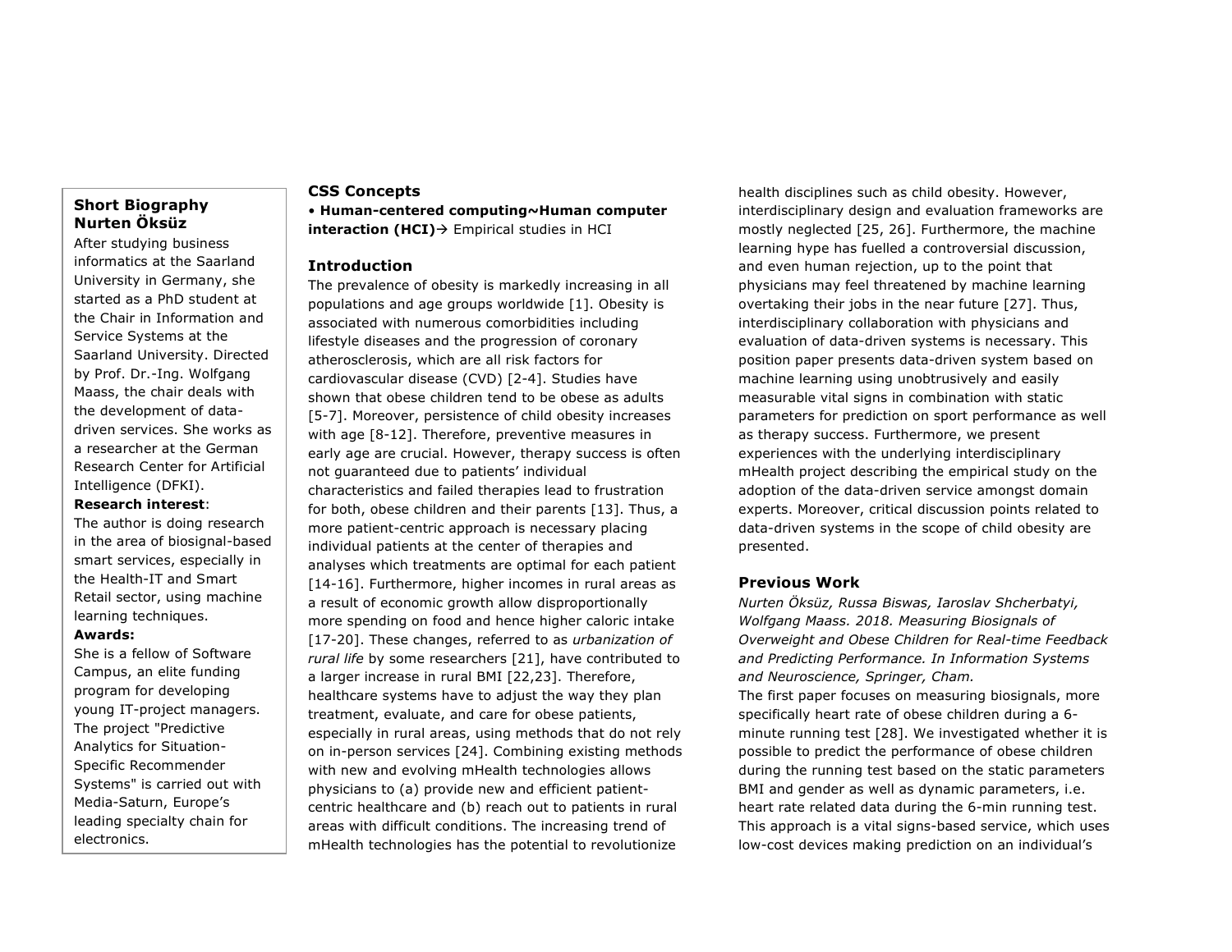### Short Biography Nurten Öksüz

After studying business informatics at the Saarland University in Germany, she started as a PhD student at the Chair in Information and Service Systems at the Saarland University. Directed by Prof. Dr.-Ing. Wolfgang Maass, the chair deals with the development of data-driven services. She works as a researcher at the German Research Center for Artificial Intelligence (DFKI).

**Research interest**:
The author is doing research in the area of biosignal-based smart services, especially in the Health-IT and Smart Retail sector, using machine learning techniques.

**Awards:**
She is a fellow of Software Campus, an elite funding program for developing young IT-project managers. The project "Predictive Analytics for Situation-Specific Recommender Systems" is carried out with Media-Saturn, Europe's leading specialty chain for electronics.

## CSS Concepts

• **Human-centered computing~Human computer interaction (HCI)**→ Empirical studies in HCI

## Introduction

The prevalence of obesity is markedly increasing in all populations and age groups worldwide [1]. Obesity is associated with numerous comorbidities including lifestyle diseases and the progression of coronary atherosclerosis, which are all risk factors for cardiovascular disease (CVD) [2-4]. Studies have shown that obese children tend to be obese as adults [5-7]. Moreover, persistence of child obesity increases with age [8-12]. Therefore, preventive measures in early age are crucial. However, therapy success is often not guaranteed due to patients' individual characteristics and failed therapies lead to frustration for both, obese children and their parents [13]. Thus, a more patient-centric approach is necessary placing individual patients at the center of therapies and analyses which treatments are optimal for each patient [14-16]. Furthermore, higher incomes in rural areas as a result of economic growth allow disproportionally more spending on food and hence higher caloric intake [17-20]. These changes, referred to as *urbanization of rural life* by some researchers [21], have contributed to a larger increase in rural BMI [22,23]. Therefore, healthcare systems have to adjust the way they plan treatment, evaluate, and care for obese patients, especially in rural areas, using methods that do not rely on in-person services [24]. Combining existing methods with new and evolving mHealth technologies allows physicians to (a) provide new and efficient patient-centric healthcare and (b) reach out to patients in rural areas with difficult conditions. The increasing trend of mHealth technologies has the potential to revolutionize health disciplines such as child obesity. However, interdisciplinary design and evaluation frameworks are mostly neglected [25, 26]. Furthermore, the machine learning hype has fuelled a controversial discussion, and even human rejection, up to the point that physicians may feel threatened by machine learning overtaking their jobs in the near future [27]. Thus, interdisciplinary collaboration with physicians and evaluation of data-driven systems is necessary. This position paper presents data-driven system based on machine learning using unobtrusively and easily measurable vital signs in combination with static parameters for prediction on sport performance as well as therapy success. Furthermore, we present experiences with the underlying interdisciplinary mHealth project describing the empirical study on the adoption of the data-driven service amongst domain experts. Moreover, critical discussion points related to data-driven systems in the scope of child obesity are presented.

## Previous Work

*Nurten Öksüz, Russa Biswas, Iaroslav Shcherbatyi, Wolfgang Maass. 2018. Measuring Biosignals of Overweight and Obese Children for Real-time Feedback and Predicting Performance. In Information Systems and Neuroscience, Springer, Cham.*

The first paper focuses on measuring biosignals, more specifically heart rate of obese children during a 6-minute running test [28]. We investigated whether it is possible to predict the performance of obese children during the running test based on the static parameters BMI and gender as well as dynamic parameters, i.e. heart rate related data during the 6-min running test. This approach is a vital signs-based service, which uses low-cost devices making prediction on an individual's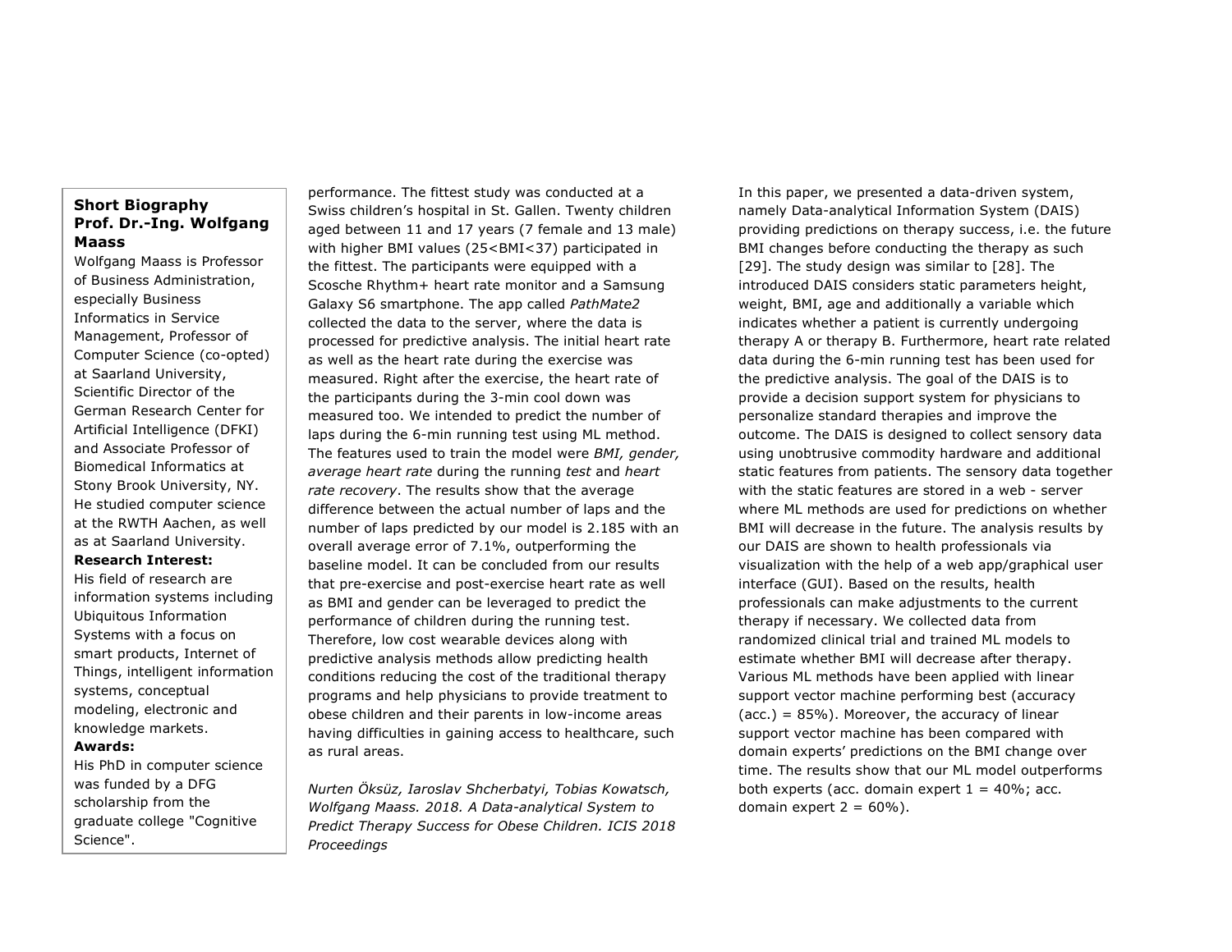**Short Biography**
**Prof. Dr.-Ing. Wolfgang Maass**

Wolfgang Maass is Professor of Business Administration, especially Business Informatics in Service Management, Professor of Computer Science (co-opted) at Saarland University, Scientific Director of the German Research Center for Artificial Intelligence (DFKI) and Associate Professor of Biomedical Informatics at Stony Brook University, NY. He studied computer science at the RWTH Aachen, as well as at Saarland University.

**Research Interest:**

His field of research are information systems including Ubiquitous Information Systems with a focus on smart products, Internet of Things, intelligent information systems, conceptual modeling, electronic and knowledge markets.

**Awards:**

His PhD in computer science was funded by a DFG scholarship from the graduate college "Cognitive Science".

performance. The fittest study was conducted at a Swiss children's hospital in St. Gallen. Twenty children aged between 11 and 17 years (7 female and 13 male) with higher BMI values (25<BMI<37) participated in the fittest. The participants were equipped with a Scosche Rhythm+ heart rate monitor and a Samsung Galaxy S6 smartphone. The app called *PathMate2* collected the data to the server, where the data is processed for predictive analysis. The initial heart rate as well as the heart rate during the exercise was measured. Right after the exercise, the heart rate of the participants during the 3-min cool down was measured too. We intended to predict the number of laps during the 6-min running test using ML method. The features used to train the model were *BMI, gender, average heart rate* during the running *test* and *heart rate recovery*. The results show that the average difference between the actual number of laps and the number of laps predicted by our model is 2.185 with an overall average error of 7.1%, outperforming the baseline model. It can be concluded from our results that pre-exercise and post-exercise heart rate as well as BMI and gender can be leveraged to predict the performance of children during the running test. Therefore, low cost wearable devices along with predictive analysis methods allow predicting health conditions reducing the cost of the traditional therapy programs and help physicians to provide treatment to obese children and their parents in low-income areas having difficulties in gaining access to healthcare, such as rural areas.

*Nurten Öksüz, Iaroslav Shcherbatyi, Tobias Kowatsch, Wolfgang Maass. 2018. A Data-analytical System to Predict Therapy Success for Obese Children. ICIS 2018 Proceedings*

In this paper, we presented a data-driven system, namely Data-analytical Information System (DAIS) providing predictions on therapy success, i.e. the future BMI changes before conducting the therapy as such [29]. The study design was similar to [28]. The introduced DAIS considers static parameters height, weight, BMI, age and additionally a variable which indicates whether a patient is currently undergoing therapy A or therapy B. Furthermore, heart rate related data during the 6-min running test has been used for the predictive analysis. The goal of the DAIS is to provide a decision support system for physicians to personalize standard therapies and improve the outcome. The DAIS is designed to collect sensory data using unobtrusive commodity hardware and additional static features from patients. The sensory data together with the static features are stored in a web - server where ML methods are used for predictions on whether BMI will decrease in the future. The analysis results by our DAIS are shown to health professionals via visualization with the help of a web app/graphical user interface (GUI). Based on the results, health professionals can make adjustments to the current therapy if necessary. We collected data from randomized clinical trial and trained ML models to estimate whether BMI will decrease after therapy. Various ML methods have been applied with linear support vector machine performing best (accuracy (acc.) = 85%). Moreover, the accuracy of linear support vector machine has been compared with domain experts' predictions on the BMI change over time. The results show that our ML model outperforms both experts (acc. domain expert 1 = 40%; acc. domain expert 2 = 60%).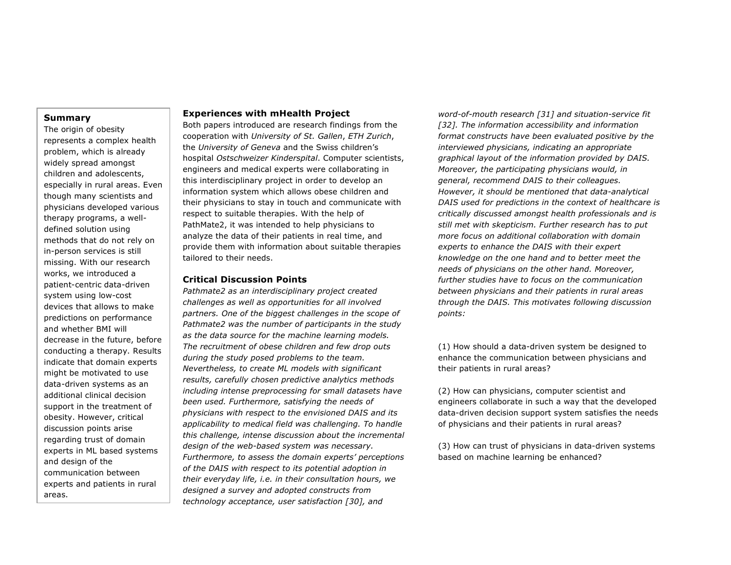### Summary

The origin of obesity represents a complex health problem, which is already widely spread amongst children and adolescents, especially in rural areas. Even though many scientists and physicians developed various therapy programs, a well-defined solution using methods that do not rely on in-person services is still missing. With our research works, we introduced a patient-centric data-driven system using low-cost devices that allows to make predictions on performance and whether BMI will decrease in the future, before conducting a therapy. Results indicate that domain experts might be motivated to use data-driven systems as an additional clinical decision support in the treatment of obesity. However, critical discussion points arise regarding trust of domain experts in ML based systems and design of the communication between experts and patients in rural areas.

### Experiences with mHealth Project

Both papers introduced are research findings from the cooperation with *University of St. Gallen*, *ETH Zurich*, the *University of Geneva* and the Swiss children's hospital *Ostschweizer Kinderspital*. Computer scientists, engineers and medical experts were collaborating in this interdisciplinary project in order to develop an information system which allows obese children and their physicians to stay in touch and communicate with respect to suitable therapies. With the help of PathMate2, it was intended to help physicians to analyze the data of their patients in real time, and provide them with information about suitable therapies tailored to their needs.

### Critical Discussion Points

*Pathmate2 as an interdisciplinary project created challenges as well as opportunities for all involved partners. One of the biggest challenges in the scope of Pathmate2 was the number of participants in the study as the data source for the machine learning models. The recruitment of obese children and few drop outs during the study posed problems to the team. Nevertheless, to create ML models with significant results, carefully chosen predictive analytics methods including intense preprocessing for small datasets have been used. Furthermore, satisfying the needs of physicians with respect to the envisioned DAIS and its applicability to medical field was challenging. To handle this challenge, intense discussion about the incremental design of the web-based system was necessary. Furthermore, to assess the domain experts' perceptions of the DAIS with respect to its potential adoption in their everyday life, i.e. in their consultation hours, we designed a survey and adopted constructs from technology acceptance, user satisfaction [30], and word-of-mouth research [31] and situation-service fit [32]. The information accessibility and information format constructs have been evaluated positive by the interviewed physicians, indicating an appropriate graphical layout of the information provided by DAIS. Moreover, the participating physicians would, in general, recommend DAIS to their colleagues. However, it should be mentioned that data-analytical DAIS used for predictions in the context of healthcare is critically discussed amongst health professionals and is still met with skepticism. Further research has to put more focus on additional collaboration with domain experts to enhance the DAIS with their expert knowledge on the one hand and to better meet the needs of physicians on the other hand. Moreover, further studies have to focus on the communication between physicians and their patients in rural areas through the DAIS. This motivates following discussion points:*

(1) How should a data-driven system be designed to enhance the communication between physicians and their patients in rural areas?

(2) How can physicians, computer scientist and engineers collaborate in such a way that the developed data-driven decision support system satisfies the needs of physicians and their patients in rural areas?

(3) How can trust of physicians in data-driven systems based on machine learning be enhanced?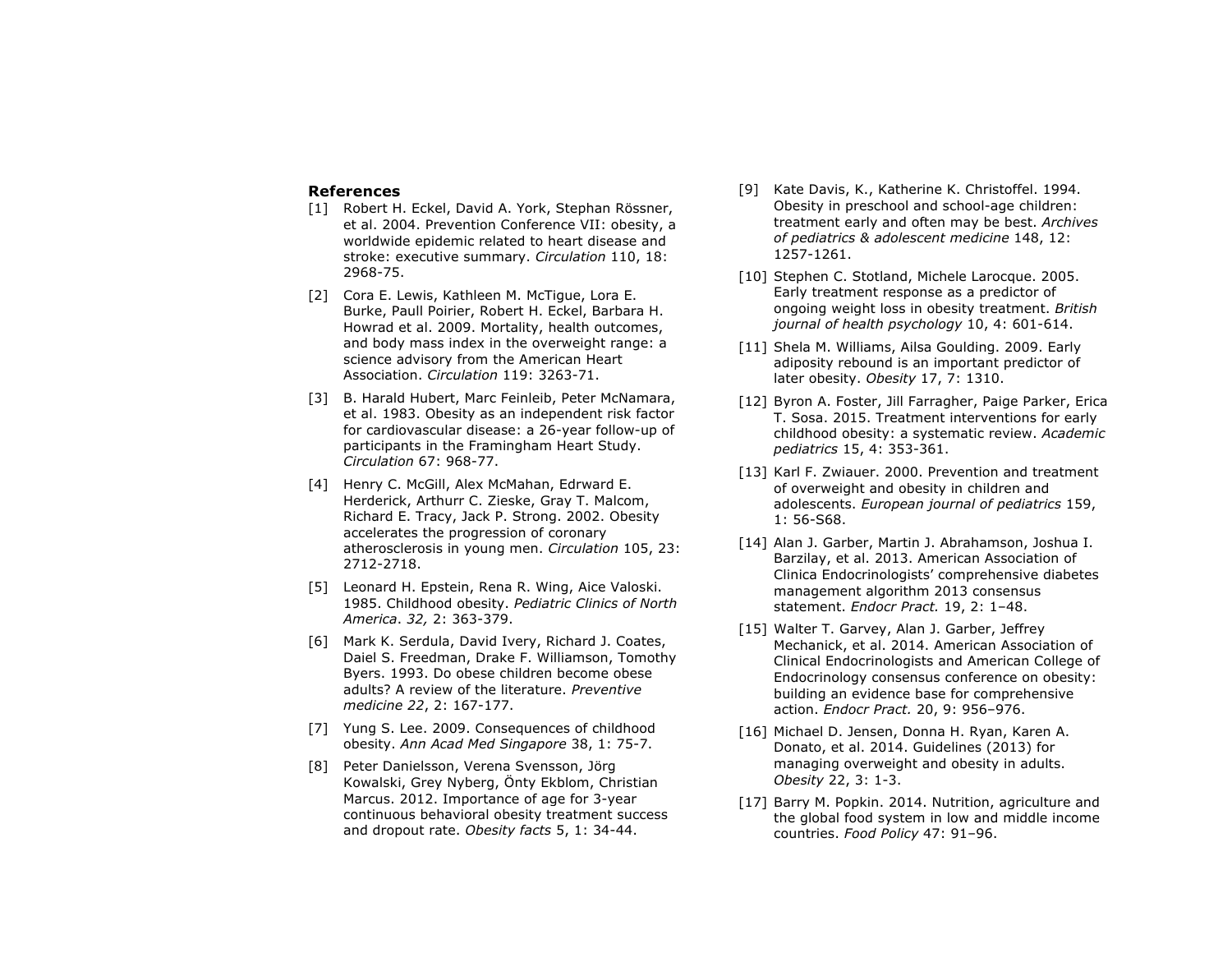## References

[1] Robert H. Eckel, David A. York, Stephan Rössner, et al. 2004. Prevention Conference VII: obesity, a worldwide epidemic related to heart disease and stroke: executive summary. *Circulation* 110, 18: 2968-75.

[2] Cora E. Lewis, Kathleen M. McTigue, Lora E. Burke, Paull Poirier, Robert H. Eckel, Barbara H. Howrad et al. 2009. Mortality, health outcomes, and body mass index in the overweight range: a science advisory from the American Heart Association. *Circulation* 119: 3263-71.

[3] B. Harald Hubert, Marc Feinleib, Peter McNamara, et al. 1983. Obesity as an independent risk factor for cardiovascular disease: a 26-year follow-up of participants in the Framingham Heart Study. *Circulation* 67: 968-77.

[4] Henry C. McGill, Alex McMahan, Edrward E. Herderick, Arthurr C. Zieske, Gray T. Malcom, Richard E. Tracy, Jack P. Strong. 2002. Obesity accelerates the progression of coronary atherosclerosis in young men. *Circulation* 105, 23: 2712-2718.

[5] Leonard H. Epstein, Rena R. Wing, Aice Valoski. 1985. Childhood obesity. *Pediatric Clinics of North America*. *32,* 2: 363-379.

[6] Mark K. Serdula, David Ivery, Richard J. Coates, Daiel S. Freedman, Drake F. Williamson, Tomothy Byers. 1993. Do obese children become obese adults? A review of the literature. *Preventive medicine 22*, 2: 167-177.

[7] Yung S. Lee. 2009. Consequences of childhood obesity. *Ann Acad Med Singapore* 38, 1: 75-7.

[8] Peter Danielsson, Verena Svensson, Jörg Kowalski, Grey Nyberg, Önty Ekblom, Christian Marcus. 2012. Importance of age for 3-year continuous behavioral obesity treatment success and dropout rate. *Obesity facts* 5, 1: 34-44.

[9] Kate Davis, K., Katherine K. Christoffel. 1994. Obesity in preschool and school-age children: treatment early and often may be best. *Archives of pediatrics & adolescent medicine* 148, 12: 1257-1261.

[10] Stephen C. Stotland, Michele Larocque. 2005. Early treatment response as a predictor of ongoing weight loss in obesity treatment. *British journal of health psychology* 10, 4: 601-614.

[11] Shela M. Williams, Ailsa Goulding. 2009. Early adiposity rebound is an important predictor of later obesity. *Obesity* 17, 7: 1310.

[12] Byron A. Foster, Jill Farragher, Paige Parker, Erica T. Sosa. 2015. Treatment interventions for early childhood obesity: a systematic review. *Academic pediatrics* 15, 4: 353-361.

[13] Karl F. Zwiauer. 2000. Prevention and treatment of overweight and obesity in children and adolescents. *European journal of pediatrics* 159, 1: 56-S68.

[14] Alan J. Garber, Martin J. Abrahamson, Joshua I. Barzilay, et al. 2013. American Association of Clinica Endocrinologists' comprehensive diabetes management algorithm 2013 consensus statement. *Endocr Pract.* 19, 2: 1–48.

[15] Walter T. Garvey, Alan J. Garber, Jeffrey Mechanick, et al. 2014. American Association of Clinical Endocrinologists and American College of Endocrinology consensus conference on obesity: building an evidence base for comprehensive action. *Endocr Pract.* 20, 9: 956–976.

[16] Michael D. Jensen, Donna H. Ryan, Karen A. Donato, et al. 2014. Guidelines (2013) for managing overweight and obesity in adults. *Obesity* 22, 3: 1-3.

[17] Barry M. Popkin. 2014. Nutrition, agriculture and the global food system in low and middle income countries. *Food Policy* 47: 91–96.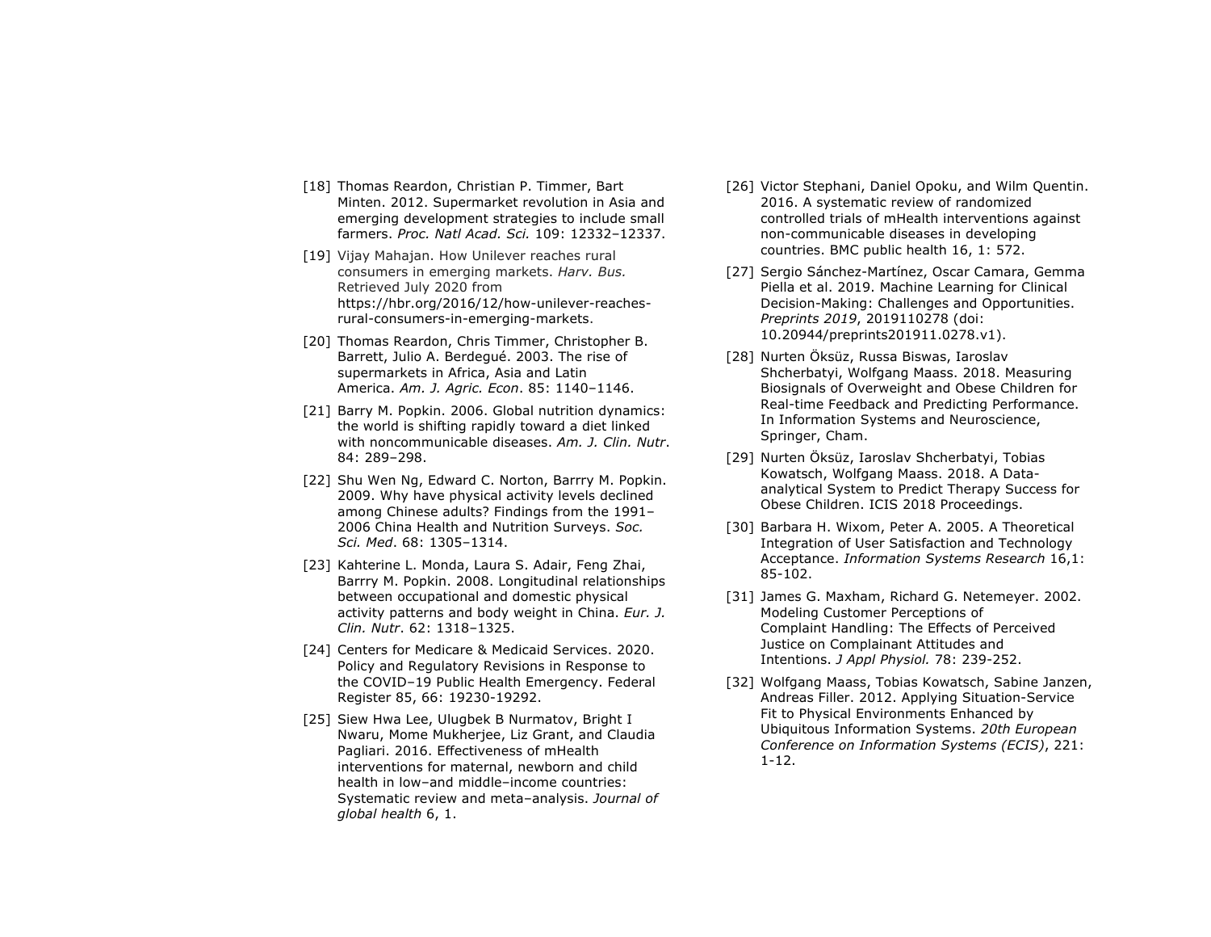[18] Thomas Reardon, Christian P. Timmer, Bart Minten. 2012. Supermarket revolution in Asia and emerging development strategies to include small farmers. *Proc. Natl Acad. Sci.* 109: 12332–12337.

[19] Vijay Mahajan. How Unilever reaches rural consumers in emerging markets. *Harv. Bus.* Retrieved July 2020 from https://hbr.org/2016/12/how-unilever-reaches-rural-consumers-in-emerging-markets.

[20] Thomas Reardon, Chris Timmer, Christopher B. Barrett, Julio A. Berdegué. 2003. The rise of supermarkets in Africa, Asia and Latin America. *Am. J. Agric. Econ*. 85: 1140–1146.

[21] Barry M. Popkin. 2006. Global nutrition dynamics: the world is shifting rapidly toward a diet linked with noncommunicable diseases. *Am. J. Clin. Nutr*. 84: 289–298.

[22] Shu Wen Ng, Edward C. Norton, Barrry M. Popkin. 2009. Why have physical activity levels declined among Chinese adults? Findings from the 1991–2006 China Health and Nutrition Surveys. *Soc. Sci. Med*. 68: 1305–1314.

[23] Kahterine L. Monda, Laura S. Adair, Feng Zhai, Barrry M. Popkin. 2008. Longitudinal relationships between occupational and domestic physical activity patterns and body weight in China. *Eur. J. Clin. Nutr*. 62: 1318–1325.

[24] Centers for Medicare & Medicaid Services. 2020. Policy and Regulatory Revisions in Response to the COVID–19 Public Health Emergency. Federal Register 85, 66: 19230-19292.

[25] Siew Hwa Lee, Ulugbek B Nurmatov, Bright I Nwaru, Mome Mukherjee, Liz Grant, and Claudia Pagliari. 2016. Effectiveness of mHealth interventions for maternal, newborn and child health in low–and middle–income countries: Systematic review and meta–analysis. *Journal of global health* 6, 1.

[26] Victor Stephani, Daniel Opoku, and Wilm Quentin. 2016. A systematic review of randomized controlled trials of mHealth interventions against non-communicable diseases in developing countries. BMC public health 16, 1: 572.

[27] Sergio Sánchez-Martínez, Oscar Camara, Gemma Piella et al. 2019. Machine Learning for Clinical Decision-Making: Challenges and Opportunities. *Preprints 2019*, 2019110278 (doi: 10.20944/preprints201911.0278.v1).

[28] Nurten Öksüz, Russa Biswas, Iaroslav Shcherbatyi, Wolfgang Maass. 2018. Measuring Biosignals of Overweight and Obese Children for Real-time Feedback and Predicting Performance. In Information Systems and Neuroscience, Springer, Cham.

[29] Nurten Öksüz, Iaroslav Shcherbatyi, Tobias Kowatsch, Wolfgang Maass. 2018. A Data-analytical System to Predict Therapy Success for Obese Children. ICIS 2018 Proceedings.

[30] Barbara H. Wixom, Peter A. 2005. A Theoretical Integration of User Satisfaction and Technology Acceptance. *Information Systems Research* 16,1: 85-102.

[31] James G. Maxham, Richard G. Netemeyer. 2002. Modeling Customer Perceptions of Complaint Handling: The Effects of Perceived Justice on Complainant Attitudes and Intentions. *J Appl Physiol.* 78: 239-252.

[32] Wolfgang Maass, Tobias Kowatsch, Sabine Janzen, Andreas Filler. 2012. Applying Situation-Service Fit to Physical Environments Enhanced by Ubiquitous Information Systems. *20th European Conference on Information Systems (ECIS)*, 221: 1-12.